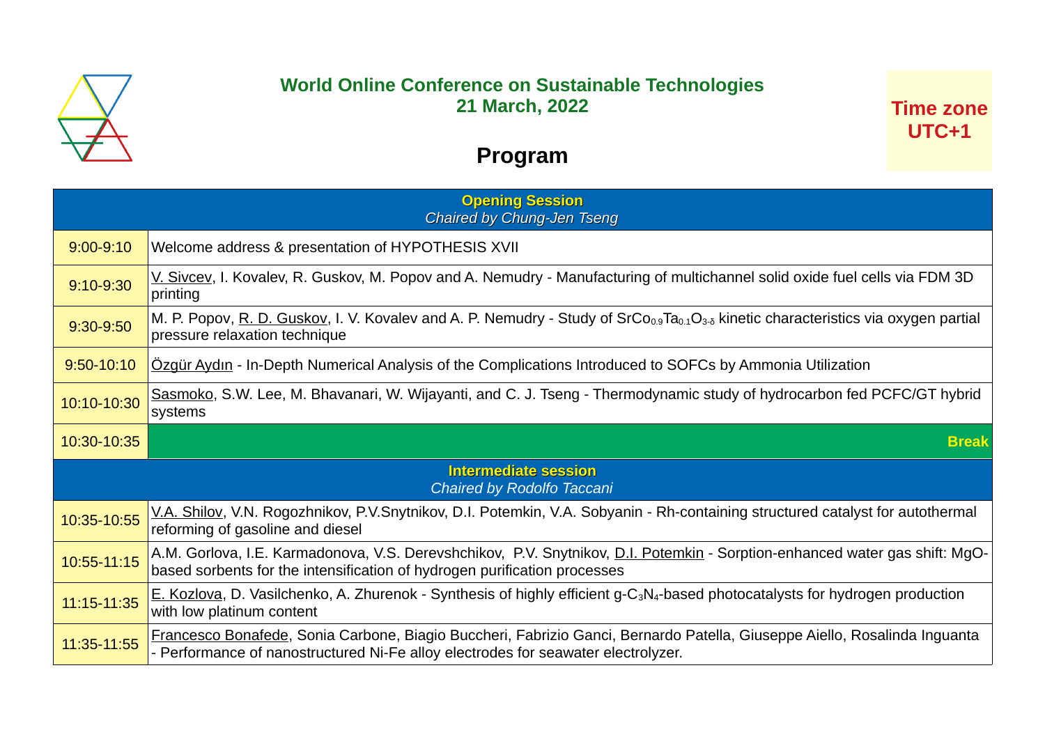**World Online Conference on Sustainable Technologies**
**21 March, 2022**

**Time zone UTC+1**

# Program

| | |
|---|---|
| | **Opening Session**<br>*Chaired by Chung-Jen Tseng* |
| 9:00-9:10 | Welcome address & presentation of HYPOTHESIS XVII |
| 9:10-9:30 | V. Sivcev, I. Kovalev, R. Guskov, M. Popov and A. Nemudry - Manufacturing of multichannel solid oxide fuel cells via FDM 3D printing |
| 9:30-9:50 | M. P. Popov, R. D. Guskov, I. V. Kovalev and A. P. Nemudry - Study of $SrCo_{0.9}Ta_{0.1}O_{3-\delta}$ kinetic characteristics via oxygen partial pressure relaxation technique |
| 9:50-10:10 | Özgür Aydın - In-Depth Numerical Analysis of the Complications Introduced to SOFCs by Ammonia Utilization |
| 10:10-10:30 | Sasmoko, S.W. Lee, M. Bhavanari, W. Wijayanti, and C. J. Tseng - Thermodynamic study of hydrocarbon fed PCFC/GT hybrid systems |
| 10:30-10:35 | **Break** |
| | **Intermediate session**<br>*Chaired by Rodolfo Taccani* |
| 10:35-10:55 | V.A. Shilov, V.N. Rogozhnikov, P.V.Snytnikov, D.I. Potemkin, V.A. Sobyanin - Rh-containing structured catalyst for autothermal reforming of gasoline and diesel |
| 10:55-11:15 | A.M. Gorlova, I.E. Karmadonova, V.S. Derevshchikov, P.V. Snytnikov, D.I. Potemkin - Sorption-enhanced water gas shift: MgO-based sorbents for the intensification of hydrogen purification processes |
| 11:15-11:35 | E. Kozlova, D. Vasilchenko, A. Zhurenok - Synthesis of highly efficient g-$C_3N_4$-based photocatalysts for hydrogen production with low platinum content |
| 11:35-11:55 | Francesco Bonafede, Sonia Carbone, Biagio Buccheri, Fabrizio Ganci, Bernardo Patella, Giuseppe Aiello, Rosalinda Inguanta - Performance of nanostructured Ni-Fe alloy electrodes for seawater electrolyzer. |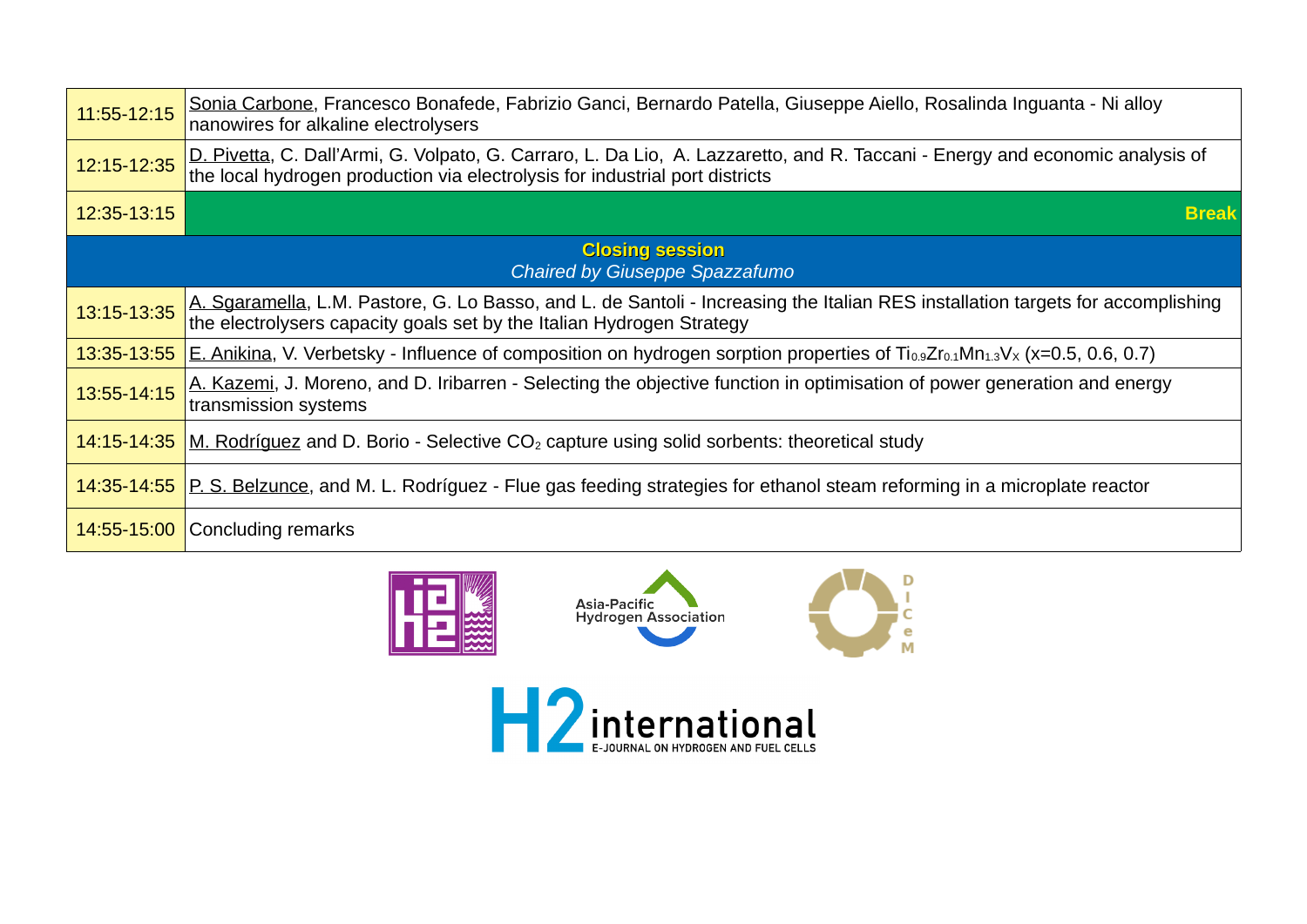| | |
|---|---|
| 11:55-12:15 | Sonia Carbone, Francesco Bonafede, Fabrizio Ganci, Bernardo Patella, Giuseppe Aiello, Rosalinda Inguanta - Ni alloy nanowires for alkaline electrolysers |
| 12:15-12:35 | D. Pivetta, C. Dall'Armi, G. Volpato, G. Carraro, L. Da Lio, A. Lazzaretto, and R. Taccani - Energy and economic analysis of the local hydrogen production via electrolysis for industrial port districts |
| 12:35-13:15 | **Break** |
| **Closing session** *Chaired by Giuseppe Spazzafumo* | |
| 13:15-13:35 | A. Sgaramella, L.M. Pastore, G. Lo Basso, and L. de Santoli - Increasing the Italian RES installation targets for accomplishing the electrolysers capacity goals set by the Italian Hydrogen Strategy |
| 13:35-13:55 | E. Anikina, V. Verbetsky - Influence of composition on hydrogen sorption properties of $Ti_{0.9}Zr_{0.1}Mn_{1.3}V_x$ (x=0.5, 0.6, 0.7) |
| 13:55-14:15 | A. Kazemi, J. Moreno, and D. Iribarren - Selecting the objective function in optimisation of power generation and energy transmission systems |
| 14:15-14:35 | M. Rodríguez and D. Borio - Selective $CO_2$ capture using solid sorbents: theoretical study |
| 14:35-14:55 | P. S. Belzunce, and M. L. Rodríguez - Flue gas feeding strategies for ethanol steam reforming in a microplate reactor |
| 14:55-15:00 | Concluding remarks |

Asia-Pacific Hydrogen Association

DICeM

H2 international
E-JOURNAL ON HYDROGEN AND FUEL CELLS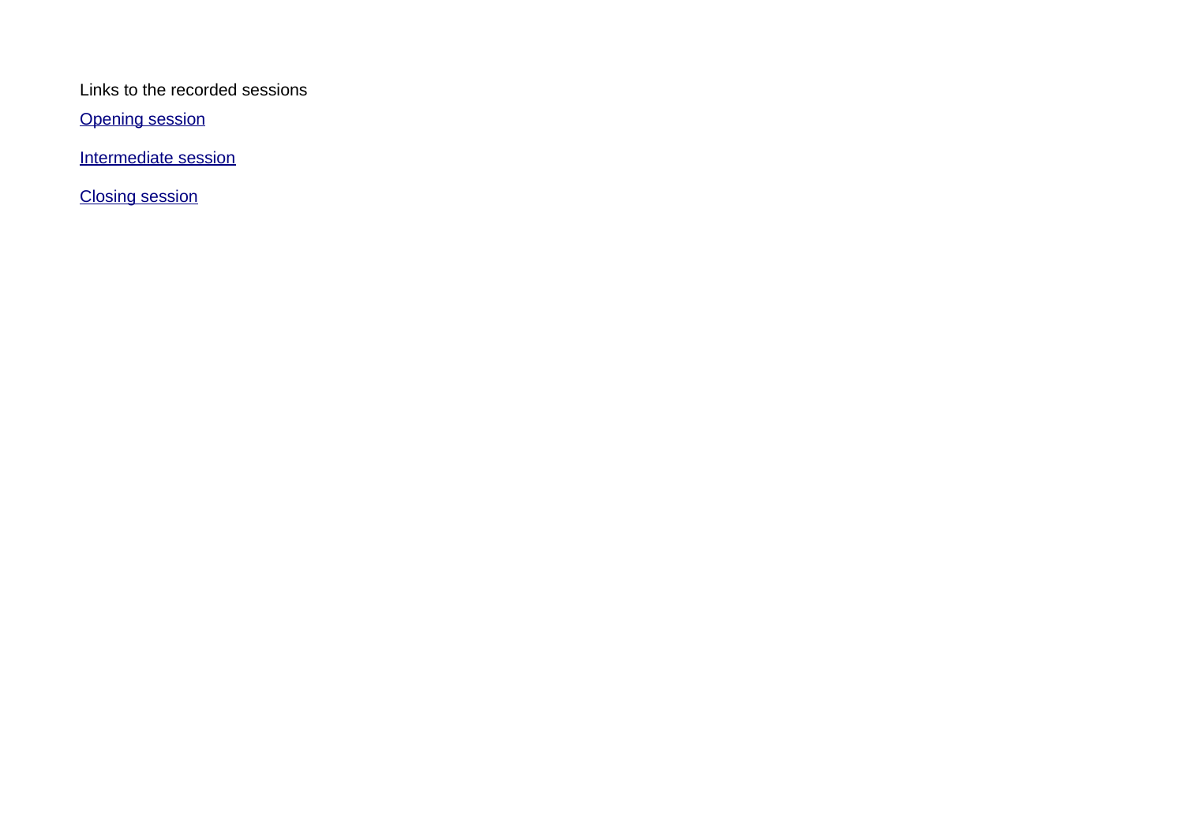Links to the recorded sessions

Opening session

Intermediate session

Closing session